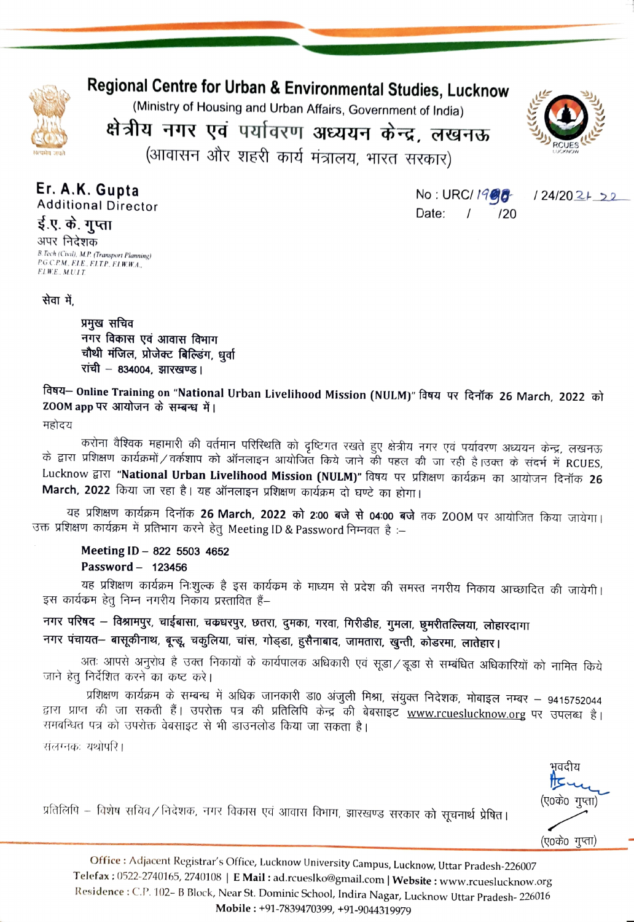# Regional Centre for Urban & Environmental Studies, Lucknow

(Ministry of Housing and Urban Affairs, Government of India)

## क्षेत्रीय नगर एवं पर्यावरण अध्ययन केन्द्र, लखनऊ

(आवासन और शहरी कार्य मंत्रालय, भारत सरकार)

**Er. A.K. Gupta**
Additional Director
**ई.ए. के. गुप्ता**
अपर निदेशक
B.Tech (Civil), M.P. (Transport Planning)
P.G.C.P.M., F.I.E., F.I.T.P., F.I.W.W.A.,
F.I.W.E., M.U.I.T.

No : URC/ 1990 / 24/2021-22
Date: / /20

सेवा में,

> **प्रमुख सचिव**
> **नगर विकास एवं आवास विभाग**
> **चौथी मंजिल, प्रोजेक्ट बिल्डिंग, धुर्वा**
> **रांची – 834004, झारखण्ड।**

**विषय– Online Training on "National Urban Livelihood Mission (NULM)" विषय पर दिनॉक 26 March, 2022 को ZOOM app पर आयोजन के सम्बन्ध में।**

महोदय

करोना वैश्विक महामारी की वर्तमान परिस्थिति को दृष्टिगत रखते हुए क्षेत्रीय नगर एवं पर्यावरण अध्ययन केन्द्र, लखनऊ के द्वारा प्रशिक्षण कार्यक्रमों / वर्कशाप को ऑनलाइन आयोजित किये जाने की पहल की जा रही है।उक्त के संदर्भ में RCUES, Lucknow द्वारा **"National Urban Livelihood Mission (NULM)"** विषय पर प्रशिक्षण कार्यक्रम का आयोजन दिनॉक **26 March, 2022** किया जा रहा है। यह ऑनलाइन प्रशिक्षण कार्यक्रम दो घण्टे का होगा।

यह प्रशिक्षण कार्यक्रम दिनॉक **26 March, 2022 को 2:00 बजे से 04:00 बजे** तक ZOOM पर आयोजित किया जायेगा। उक्त प्रशिक्षण कार्यक्रम में प्रतिभाग करने हेतु Meeting ID & Password निम्नवत है :–

> **Meeting ID – 822 5503 4652**
> **Password – 123456**

यह प्रशिक्षण कार्यक्रम निःशुल्क है इस कार्यकम के माध्यम से प्रदेश की समस्त नगरीय निकाय आच्छादित की जायेगी। इस कार्यकम हेतु निम्न नगरीय निकाय प्रस्तावित हैं–

**नगर परिषद – विश्रामपुर, चाईबासा, चकधरपुर, छतरा, दुमका, गरवा, गिरीडीह, गुमला, छुमरीतल्लिया, लोहारदागा**
**नगर पंचायत– बासूकीनाथ, बून्डू, चकुलिया, चांस, गोड्डा, हुसैनाबाद, जामतारा, खुन्ती, कोडरमा, लातेहार।**

अतः आपसे अनुरोध है उक्त निकायों के कार्यपालक अधिकारी एवं सूडा / डूडा से सम्बंधित अधिकारियों को नामित किये जाने हेतु निर्देशित करने का कष्ट करे।

प्रशिक्षण कार्यक्रम के सम्बन्ध में अधिक जानकारी डा० अंजुली मिश्रा, संयुक्त निदेशक, मोबाइल नम्बर – 9415752044 द्वारा प्राप्त की जा सकती हैं। उपरोक्त पत्र की प्रतिलिपि केन्द्र की बेवसाइट www.rcueslucknow.org पर उपलब्ध है। समवन्धित पत्र को उपरोक्त वेबसाइट से भी डाउनलोड किया जा सकता है।

संलग्नक: यथोपरि।

भवदीय
(ए०के० गुप्ता)

प्रतिलिपि – विशेष सचिव / निदेशक, नगर विकास एवं आवास विभाग, झारखण्ड सरकार को सूचनार्थ प्रेषित।

(ए०के० गुप्ता)

Office : Adjacent Registrar's Office, Lucknow University Campus, Lucknow, Uttar Pradesh-226007
Telefax : 0522-2740165, 2740108 | E Mail : ad.rcueslko@gmail.com | Website : www.rcueslucknow.org
Residence : C.P. 102- B Block, Near St. Dominic School, Indira Nagar, Lucknow Uttar Pradesh- 226016
Mobile : +91-7839470399, +91-9044319979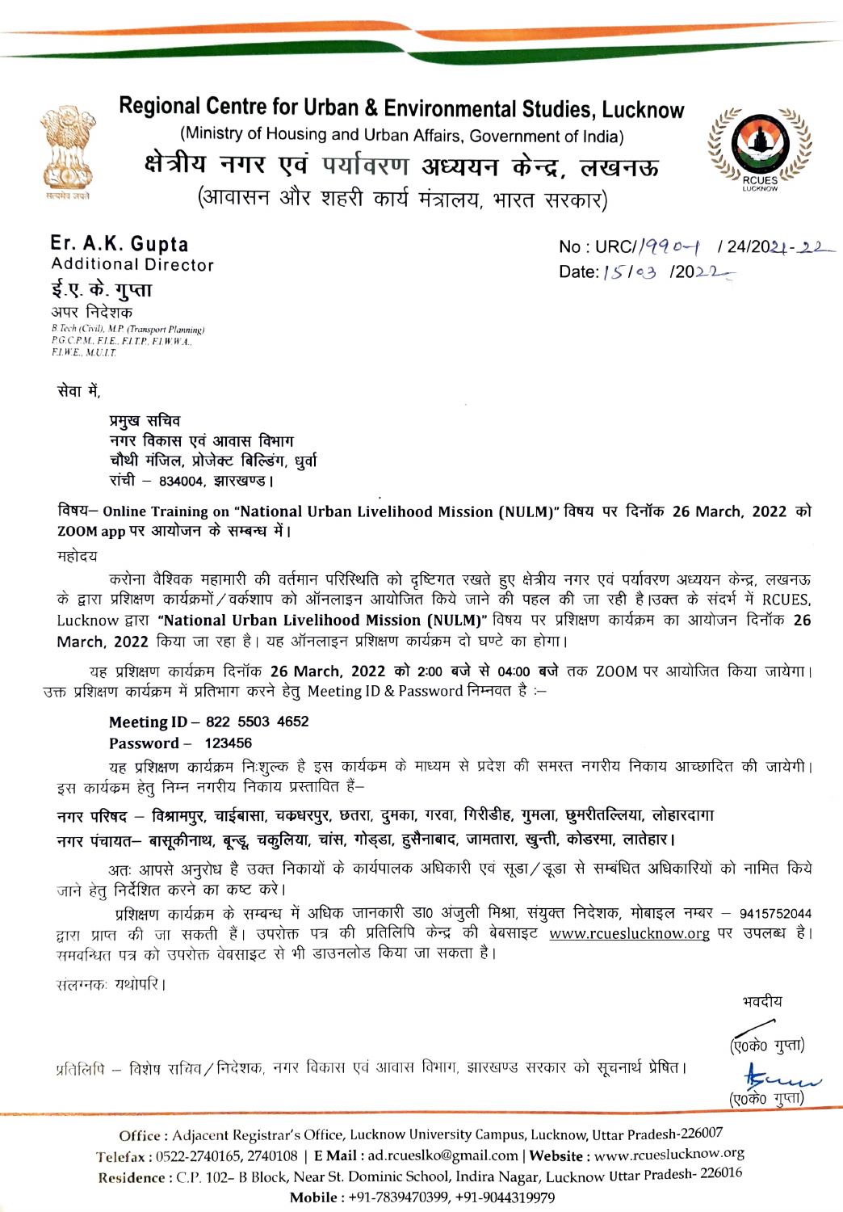# Regional Centre for Urban & Environmental Studies, Lucknow

(Ministry of Housing and Urban Affairs, Government of India)

# क्षेत्रीय नगर एवं पर्यावरण अध्ययन केन्द्र, लखनऊ

(आवासन और शहरी कार्य मंत्रालय, भारत सरकार)

**Er. A.K. Gupta**
Additional Director
**ई.ए. के. गुप्ता**
अपर निदेशक
*B.Tech (Civil), M.P. (Transport Planning)*
*P.G.C.P.M., F.I.E., F.I.T.P., F.I.W.W.A.,*
*F.I.W.E., M.U.I.T.*

No : URC/1990-1 / 24/2021-22
Date: 15/03 /2022

सेवा में,

**प्रमुख सचिव**
**नगर विकास एवं आवास विभाग**
**चौथी मंजिल, प्रोजेक्ट बिल्डिंग, धुर्वा**
**रांची – 834004, झारखण्ड।**

**विषय– Online Training on "National Urban Livelihood Mission (NULM)" विषय पर दिनॉक 26 March, 2022 को ZOOM app पर आयोजन के सम्बन्ध में।**

महोदय

करोना वैश्विक महामारी की वर्तमान परिस्थिति को दृष्टिगत रखते हुए क्षेत्रीय नगर एवं पर्यावरण अध्ययन केन्द्र, लखनऊ के द्वारा प्रशिक्षण कार्यक्रमों/वर्कशाप को ऑनलाइन आयोजित किये जाने की पहल की जा रही है।उक्त के संदर्भ में RCUES, Lucknow द्वारा **"National Urban Livelihood Mission (NULM)"** विषय पर प्रशिक्षण कार्यक्रम का आयोजन दिनॉक **26 March, 2022** किया जा रहा है। यह ऑनलाइन प्रशिक्षण कार्यक्रम दो घण्टे का होगा।

यह प्रशिक्षण कार्यक्रम दिनॉक **26 March, 2022 को 2:00 बजे से 04:00 बजे** तक ZOOM पर आयोजित किया जायेगा। उक्त प्रशिक्षण कार्यक्रम में प्रतिभाग करने हेतु Meeting ID & Password निम्नवत है :–

**Meeting ID – 822 5503 4652**
**Password – 123456**

यह प्रशिक्षण कार्यक्रम निःशुल्क है इस कार्यकम के माध्यम से प्रदेश की समस्त नगरीय निकाय आच्छादित की जायेगी। इस कार्यकम हेतु निम्न नगरीय निकाय प्रस्तावित हैं–

**नगर परिषद – विश्रामपुर, चाईबासा, चक्रधरपुर, छतरा, दुमका, गरवा, गिरीडीह, गुमला, छुमरीतल्लिया, लोहारदागा**
**नगर पंचायत– बासूकीनाथ, बून्डू, चकुलिया, चांस, गोड्डा, हुसैनाबाद, जामतारा, खुन्ती, कोडरमा, लातेहार।**

अतः आपसे अनुरोध है उक्त निकायों के कार्यपालक अधिकारी एवं सूडा/डूडा से सम्बंधित अधिकारियों को नामित किये जाने हेतु निर्देशित करने का कष्ट करे।

प्रशिक्षण कार्यक्रम के सम्बन्ध में अधिक जानकारी डा0 अंजुली मिश्रा, संयुक्त निदेशक, मोबाइल नम्बर – 9415752044 द्वारा प्राप्त की जा सकती हैं। उपरोक्त पत्र की प्रतिलिपि केन्द्र की बेबसाइट www.rcueslucknow.org पर उपलब्ध है। समवन्धित पत्र को उपरोक्त वेबसाइट से भी डाउनलोड किया जा सकता है।

संलग्नकः यथोपरि।

भवदीय

(ए0के0 गुप्ता)

प्रतिलिपि – विशेष सचिव/निदेशक, नगर विकास एवं आवास विभाग, झारखण्ड सरकार को सूचनार्थ प्रेषित।

(ए0के0 गुप्ता)

**Office :** Adjacent Registrar's Office, Lucknow University Campus, Lucknow, Uttar Pradesh-226007
**Telefax :** 0522-2740165, 2740108 | **E Mail :** ad.rcueslko@gmail.com | **Website :** www.rcueslucknow.org
**Residence :** C.P. 102- B Block, Near St. Dominic School, Indira Nagar, Lucknow Uttar Pradesh- 226016
**Mobile :** +91-7839470399, +91-9044319979